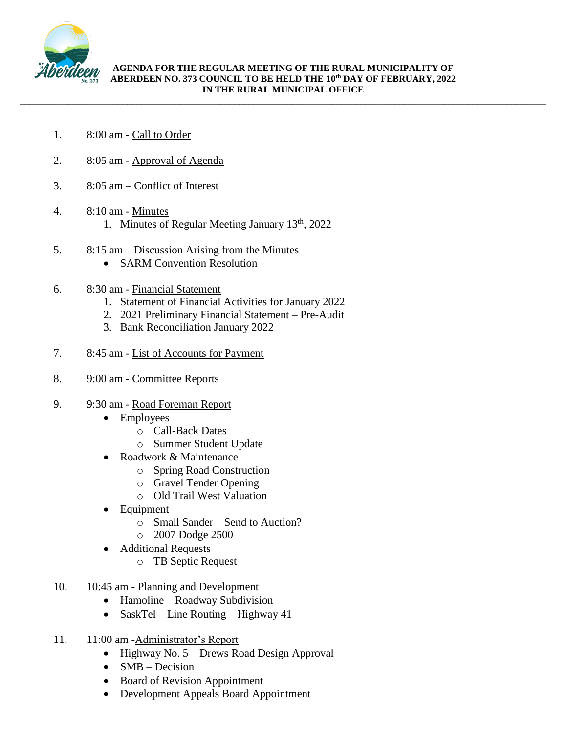**AGENDA FOR THE REGULAR MEETING OF THE RURAL MUNICIPALITY OF ABERDEEN NO. 373 COUNCIL TO BE HELD THE 10th DAY OF FEBRUARY, 2022 IN THE RURAL MUNICIPAL OFFICE**

---

1. 8:00 am - Call to Order

2. 8:05 am - Approval of Agenda

3. 8:05 am – Conflict of Interest

4. 8:10 am - Minutes
   1. Minutes of Regular Meeting January 13th, 2022

5. 8:15 am – Discussion Arising from the Minutes
   - SARM Convention Resolution

6. 8:30 am - Financial Statement
   1. Statement of Financial Activities for January 2022
   2. 2021 Preliminary Financial Statement – Pre-Audit
   3. Bank Reconciliation January 2022

7. 8:45 am - List of Accounts for Payment

8. 9:00 am - Committee Reports

9. 9:30 am - Road Foreman Report
   - Employees
     - Call-Back Dates
     - Summer Student Update
   - Roadwork & Maintenance
     - Spring Road Construction
     - Gravel Tender Opening
     - Old Trail West Valuation
   - Equipment
     - Small Sander – Send to Auction?
     - 2007 Dodge 2500
   - Additional Requests
     - TB Septic Request

10. 10:45 am - Planning and Development
    - Hamoline – Roadway Subdivision
    - SaskTel – Line Routing – Highway 41

11. 11:00 am -Administrator's Report
    - Highway No. 5 – Drews Road Design Approval
    - SMB – Decision
    - Board of Revision Appointment
    - Development Appeals Board Appointment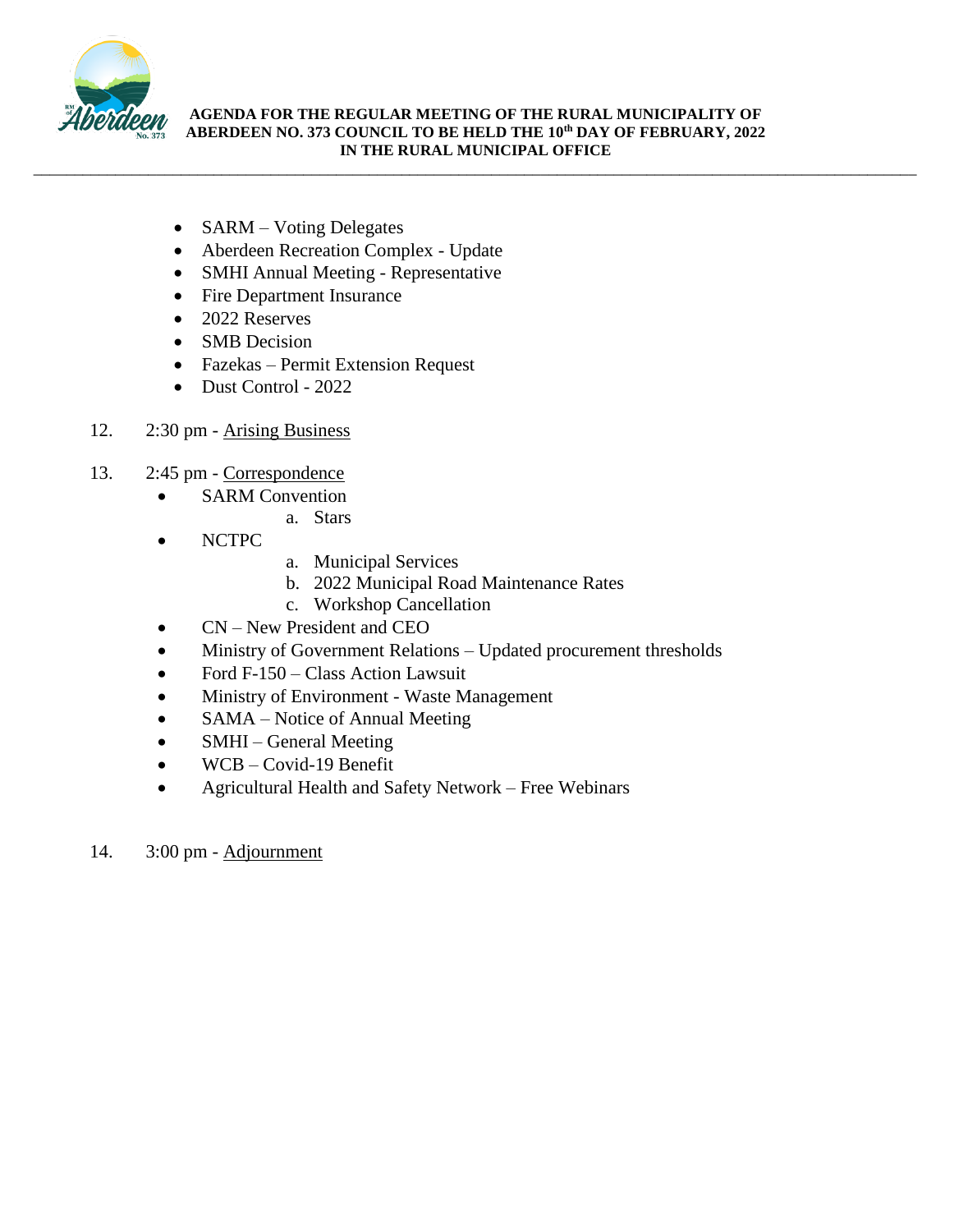**AGENDA FOR THE REGULAR MEETING OF THE RURAL MUNICIPALITY OF ABERDEEN NO. 373 COUNCIL TO BE HELD THE 10th DAY OF FEBRUARY, 2022 IN THE RURAL MUNICIPAL OFFICE**

---

- SARM – Voting Delegates
- Aberdeen Recreation Complex - Update
- SMHI Annual Meeting - Representative
- Fire Department Insurance
- 2022 Reserves
- SMB Decision
- Fazekas – Permit Extension Request
- Dust Control - 2022

12. 2:30 pm - Arising Business

13. 2:45 pm - Correspondence
    - SARM Convention
        a. Stars
    - NCTPC
        a. Municipal Services
        b. 2022 Municipal Road Maintenance Rates
        c. Workshop Cancellation
    - CN – New President and CEO
    - Ministry of Government Relations – Updated procurement thresholds
    - Ford F-150 – Class Action Lawsuit
    - Ministry of Environment - Waste Management
    - SAMA – Notice of Annual Meeting
    - SMHI – General Meeting
    - WCB – Covid-19 Benefit
    - Agricultural Health and Safety Network – Free Webinars

14. 3:00 pm - Adjournment